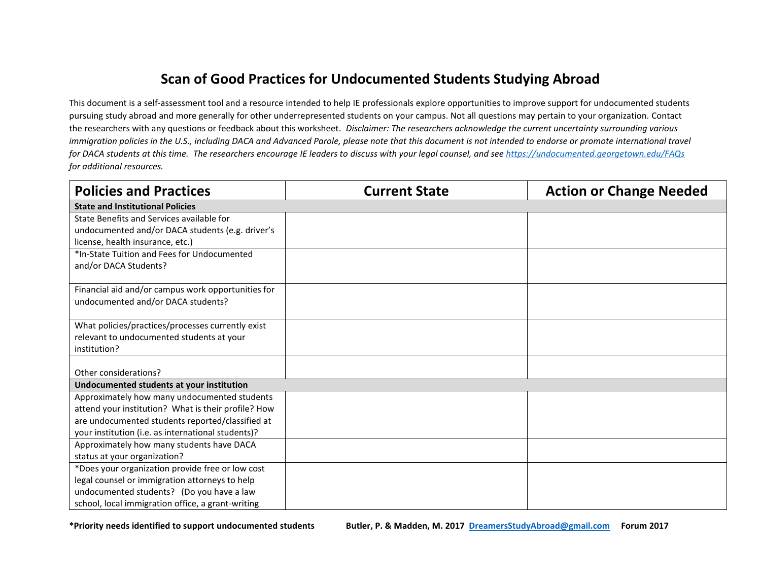# Scan of Good Practices for Undocumented Students Studying Abroad

This document is a self-assessment tool and a resource intended to help IE professionals explore opportunities to improve support for undocumented students pursuing study abroad and more generally for other underrepresented students on your campus. Not all questions may pertain to your organization. Contact the researchers with any questions or feedback about this worksheet. *Disclaimer: The researchers acknowledge the current uncertainty surrounding various immigration policies in the U.S., including DACA and Advanced Parole, please note that this document is not intended to endorse or promote international travel for DACA students at this time. The researchers encourage IE leaders to discuss with your legal counsel, and see [https://undocumented.georgetown.edu/FAQs](https://undocumented.georgetown.edu/FAQs) for additional resources.*

| Policies and Practices | Current State | Action or Change Needed |
|---|---|---|
| **State and Institutional Policies** | | |
| State Benefits and Services available for undocumented and/or DACA students (e.g. driver's license, health insurance, etc.) | | |
| *In-State Tuition and Fees for Undocumented and/or DACA Students? | | |
| Financial aid and/or campus work opportunities for undocumented and/or DACA students? | | |
| What policies/practices/processes currently exist relevant to undocumented students at your institution? | | |
| Other considerations? | | |
| **Undocumented students at your institution** | | |
| Approximately how many undocumented students attend your institution? What is their profile? How are undocumented students reported/classified at your institution (i.e. as international students)? | | |
| Approximately how many students have DACA status at your organization? | | |
| *Does your organization provide free or low cost legal counsel or immigration attorneys to help undocumented students? (Do you have a law school, local immigration office, a grant-writing | | |

**\*Priority needs identified to support undocumented students** **Butler, P. & Madden, M. 2017 [DreamersStudyAbroad@gmail.com](mailto:DreamersStudyAbroad@gmail.com) Forum 2017**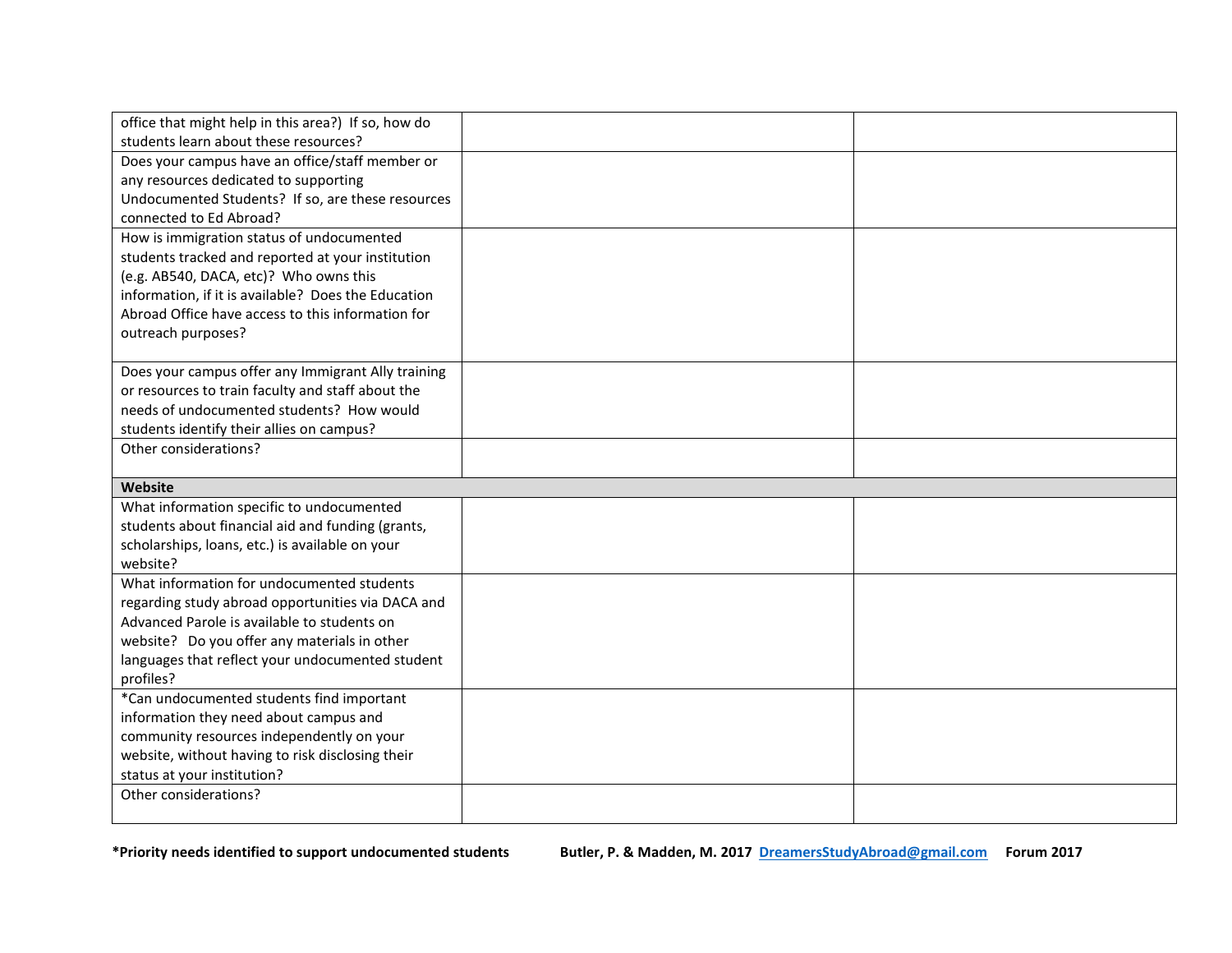| | | |
|---|---|---|
| office that might help in this area?) If so, how do students learn about these resources? | | |
| Does your campus have an office/staff member or any resources dedicated to supporting Undocumented Students? If so, are these resources connected to Ed Abroad? | | |
| How is immigration status of undocumented students tracked and reported at your institution (e.g. AB540, DACA, etc)? Who owns this information, if it is available? Does the Education Abroad Office have access to this information for outreach purposes? | | |
| Does your campus offer any Immigrant Ally training or resources to train faculty and staff about the needs of undocumented students? How would students identify their allies on campus? | | |
| Other considerations? | | |
| **Website** | | |
| What information specific to undocumented students about financial aid and funding (grants, scholarships, loans, etc.) is available on your website? | | |
| What information for undocumented students regarding study abroad opportunities via DACA and Advanced Parole is available to students on website? Do you offer any materials in other languages that reflect your undocumented student profiles? | | |
| *Can undocumented students find important information they need about campus and community resources independently on your website, without having to risk disclosing their status at your institution? | | |
| Other considerations? | | |

**\*Priority needs identified to support undocumented students**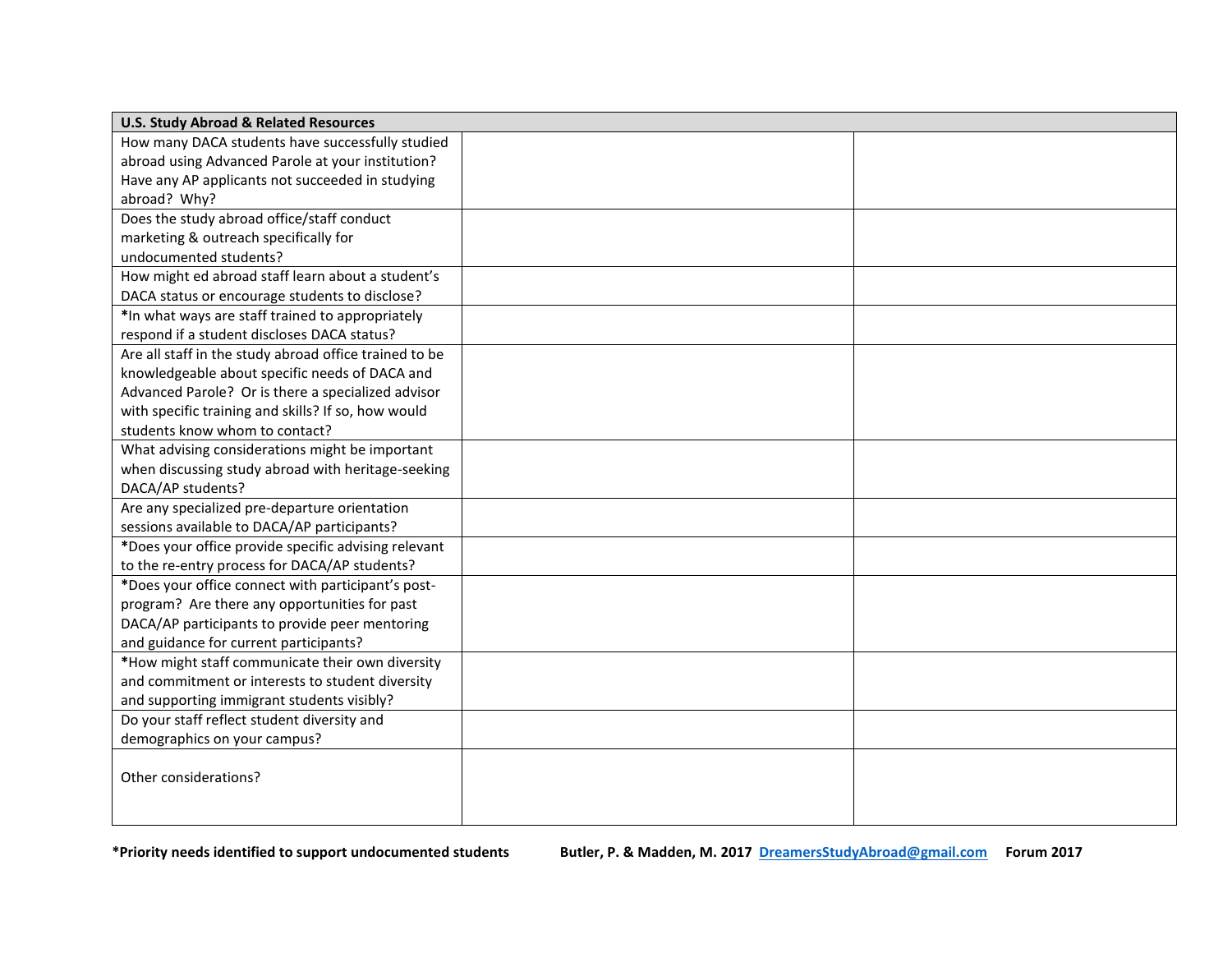| U.S. Study Abroad & Related Resources | | |
|---|---|---|
| How many DACA students have successfully studied abroad using Advanced Parole at your institution? Have any AP applicants not succeeded in studying abroad? Why? | | |
| Does the study abroad office/staff conduct marketing & outreach specifically for undocumented students? | | |
| How might ed abroad staff learn about a student's DACA status or encourage students to disclose? | | |
| *In what ways are staff trained to appropriately respond if a student discloses DACA status? | | |
| Are all staff in the study abroad office trained to be knowledgeable about specific needs of DACA and Advanced Parole? Or is there a specialized advisor with specific training and skills? If so, how would students know whom to contact? | | |
| What advising considerations might be important when discussing study abroad with heritage-seeking DACA/AP students? | | |
| Are any specialized pre-departure orientation sessions available to DACA/AP participants? | | |
| *Does your office provide specific advising relevant to the re-entry process for DACA/AP students? | | |
| *Does your office connect with participant's post-program? Are there any opportunities for past DACA/AP participants to provide peer mentoring and guidance for current participants? | | |
| *How might staff communicate their own diversity and commitment or interests to student diversity and supporting immigrant students visibly? | | |
| Do your staff reflect student diversity and demographics on your campus? | | |
| Other considerations? | | |

**\*Priority needs identified to support undocumented students** **Butler, P. & Madden, M. 2017 [DreamersStudyAbroad@gmail.com](mailto:DreamersStudyAbroad@gmail.com) Forum 2017**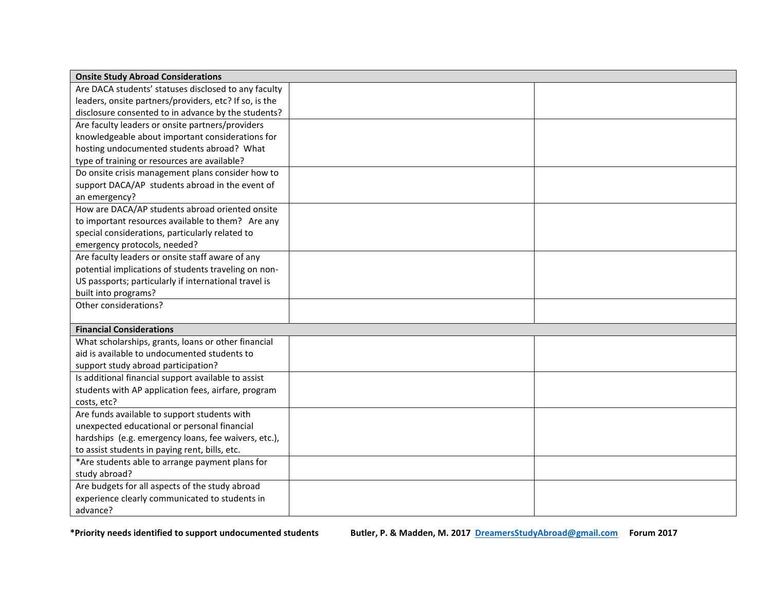| Onsite Study Abroad Considerations | | |
|---|---|---|
| Are DACA students' statuses disclosed to any faculty leaders, onsite partners/providers, etc? If so, is the disclosure consented to in advance by the students? | | |
| Are faculty leaders or onsite partners/providers knowledgeable about important considerations for hosting undocumented students abroad? What type of training or resources are available? | | |
| Do onsite crisis management plans consider how to support DACA/AP students abroad in the event of an emergency? | | |
| How are DACA/AP students abroad oriented onsite to important resources available to them? Are any special considerations, particularly related to emergency protocols, needed? | | |
| Are faculty leaders or onsite staff aware of any potential implications of students traveling on non-US passports; particularly if international travel is built into programs? | | |
| Other considerations? | | |
| **Financial Considerations** | | |
| What scholarships, grants, loans or other financial aid is available to undocumented students to support study abroad participation? | | |
| Is additional financial support available to assist students with AP application fees, airfare, program costs, etc? | | |
| Are funds available to support students with unexpected educational or personal financial hardships (e.g. emergency loans, fee waivers, etc.), to assist students in paying rent, bills, etc. | | |
| *Are students able to arrange payment plans for study abroad? | | |
| Are budgets for all aspects of the study abroad experience clearly communicated to students in advance? | | |

**\*Priority needs identified to support undocumented students** **Butler, P. & Madden, M. 2017** [DreamersStudyAbroad@gmail.com](mailto:DreamersStudyAbroad@gmail.com) **Forum 2017**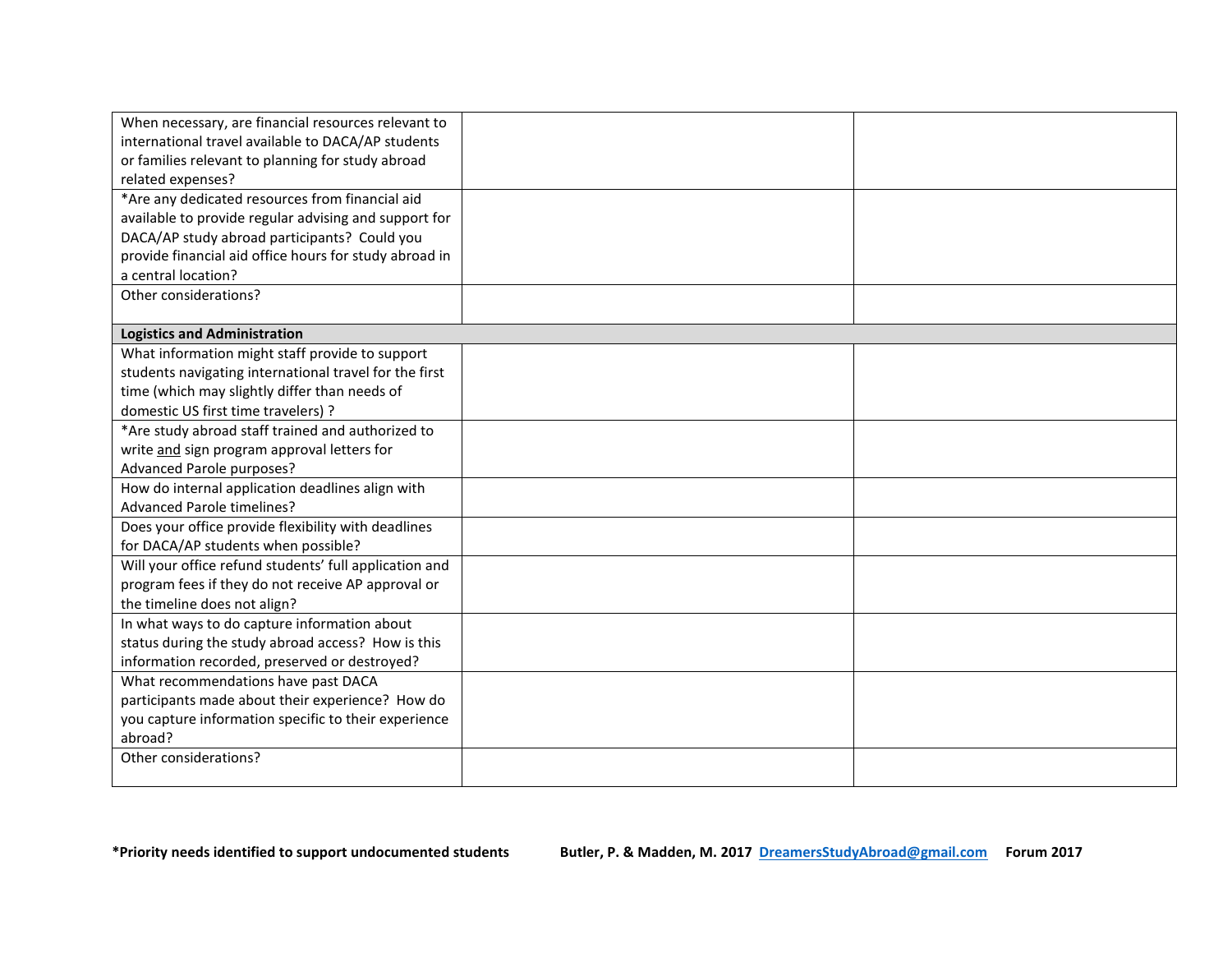| | | |
|---|---|---|
| When necessary, are financial resources relevant to international travel available to DACA/AP students or families relevant to planning for study abroad related expenses? | | |
| *Are any dedicated resources from financial aid available to provide regular advising and support for DACA/AP study abroad participants? Could you provide financial aid office hours for study abroad in a central location? | | |
| Other considerations? | | |
| **Logistics and Administration** | | |
| What information might staff provide to support students navigating international travel for the first time (which may slightly differ than needs of domestic US first time travelers) ? | | |
| *Are study abroad staff trained and authorized to write <u>and</u> sign program approval letters for Advanced Parole purposes? | | |
| How do internal application deadlines align with Advanced Parole timelines? | | |
| Does your office provide flexibility with deadlines for DACA/AP students when possible? | | |
| Will your office refund students' full application and program fees if they do not receive AP approval or the timeline does not align? | | |
| In what ways to do capture information about status during the study abroad access? How is this information recorded, preserved or destroyed? | | |
| What recommendations have past DACA participants made about their experience? How do you capture information specific to their experience abroad? | | |
| Other considerations? | | |

**\*Priority needs identified to support undocumented students**  **Butler, P. & Madden, M. 2017 DreamersStudyAbroad@gmail.com  Forum 2017**